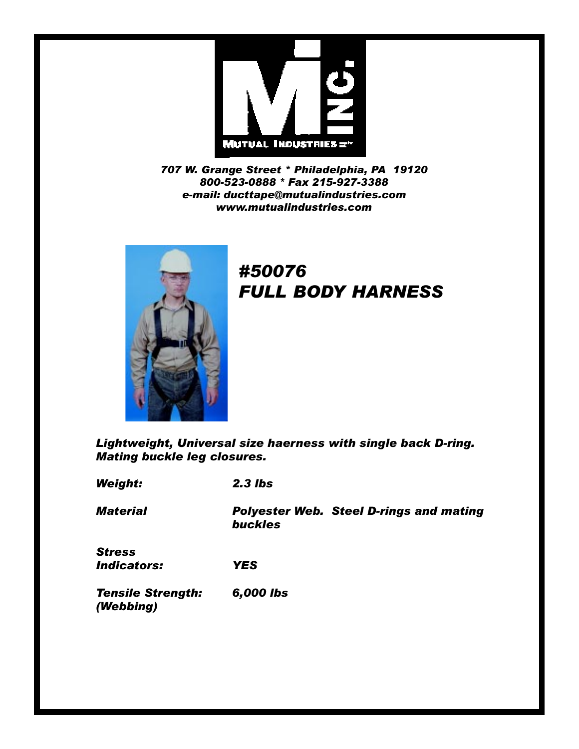MUTUAL INDUSTRIES INC.

*707 W. Grange Street * Philadelphia, PA  19120*
*800-523-0888 * Fax 215-927-3388*
*e-mail: ducttape@mutualindustries.com*
*www.mutualindustries.com*

# *#50076*
# *FULL BODY HARNESS*

***Lightweight, Universal size haerness with single back D-ring. Mating buckle leg closures.***

| | |
|---|---|
| ***Weight:*** | ***2.3 lbs*** |
| ***Material*** | ***Polyester Web.  Steel D-rings and mating buckles*** |
| ***Stress Indicators:*** | ***YES*** |
| ***Tensile Strength: (Webbing)*** | ***6,000 lbs*** |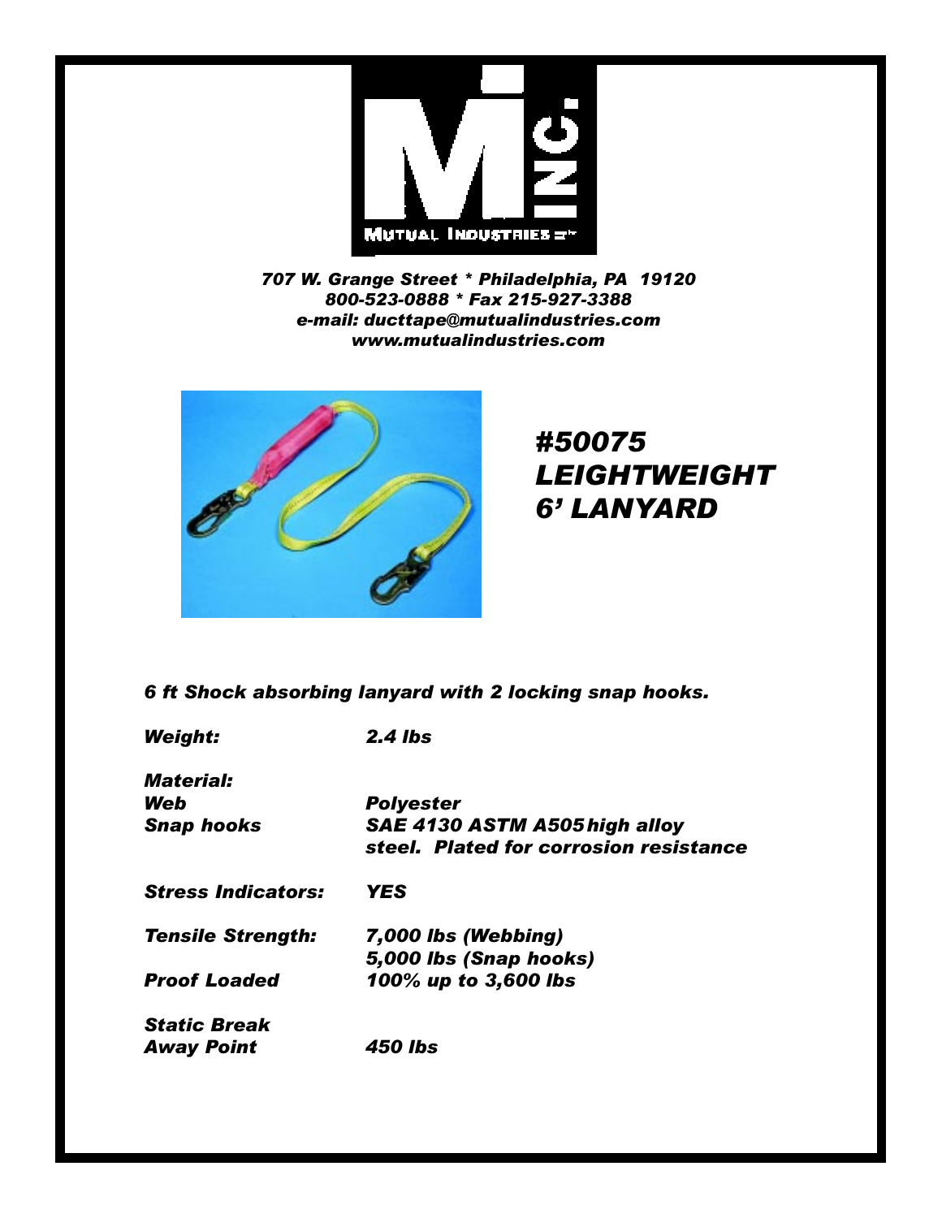MUTUAL INDUSTRIES INC.

*707 W. Grange Street * Philadelphia, PA 19120*
*800-523-0888 * Fax 215-927-3388*
*e-mail: ducttape@mutualindustries.com*
*www.mutualindustries.com*

# *#50075 LEIGHTWEIGHT 6' LANYARD*

***6 ft Shock absorbing lanyard with 2 locking snap hooks.***

| | |
|---|---|
| ***Weight:*** | ***2.4 lbs*** |
| ***Material:*** | |
| ***Web*** | ***Polyester*** |
| ***Snap hooks*** | ***SAE 4130 ASTM A505 high alloy steel. Plated for corrosion resistance*** |
| ***Stress Indicators:*** | ***YES*** |
| ***Tensile Strength:*** | ***7,000 lbs (Webbing)*** <br> ***5,000 lbs (Snap hooks)*** |
| ***Proof Loaded*** | ***100% up to 3,600 lbs*** |
| ***Static Break Away Point*** | ***450 lbs*** |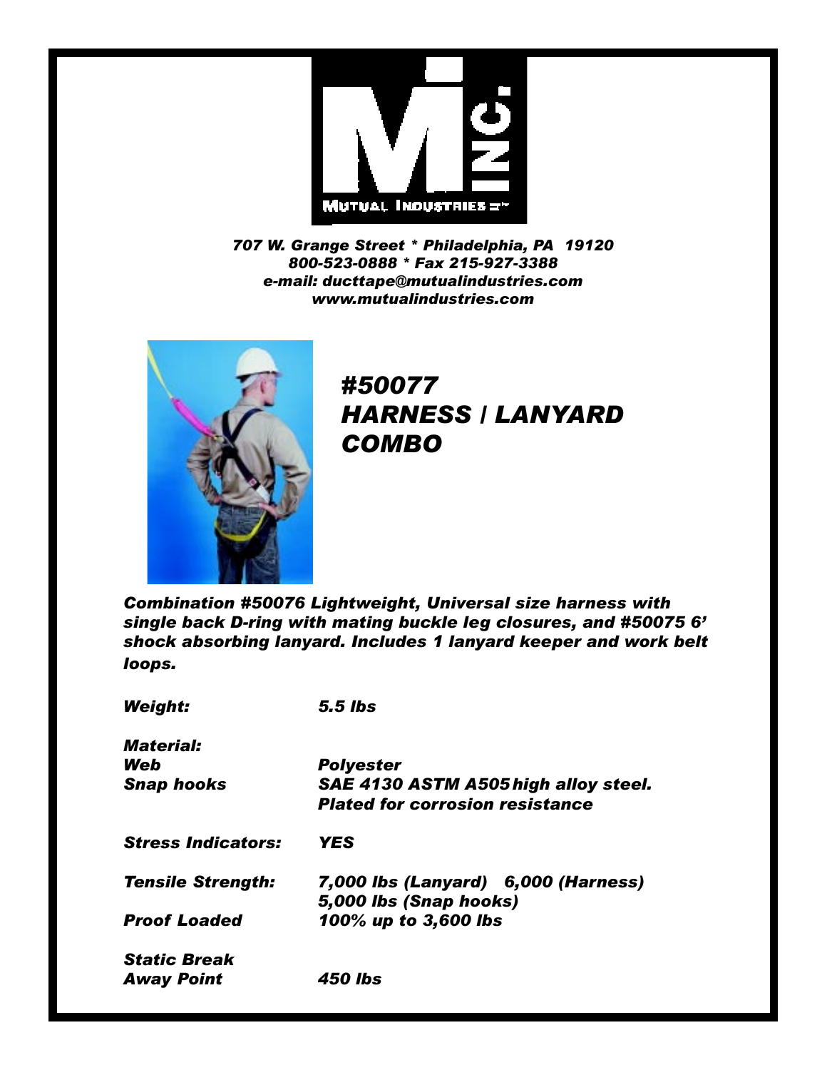*707 W. Grange Street * Philadelphia, PA 19120*
*800-523-0888 * Fax 215-927-3388*
*e-mail: ducttape@mutualindustries.com*
*www.mutualindustries.com*

# *#50077 HARNESS / LANYARD COMBO*

***Combination #50076 Lightweight, Universal size harness with single back D-ring with mating buckle leg closures, and #50075 6' shock absorbing lanyard. Includes 1 lanyard keeper and work belt loops.***

| | |
|---|---|
| ***Weight:*** | ***5.5 lbs*** |
| ***Material:*** | |
| ***Web*** | ***Polyester*** |
| ***Snap hooks*** | ***SAE 4130 ASTM A505 high alloy steel. Plated for corrosion resistance*** |
| ***Stress Indicators:*** | ***YES*** |
| ***Tensile Strength:*** | ***7,000 lbs (Lanyard) 6,000 (Harness) 5,000 lbs (Snap hooks)*** |
| ***Proof Loaded*** | ***100% up to 3,600 lbs*** |
| ***Static Break Away Point*** | ***450 lbs*** |